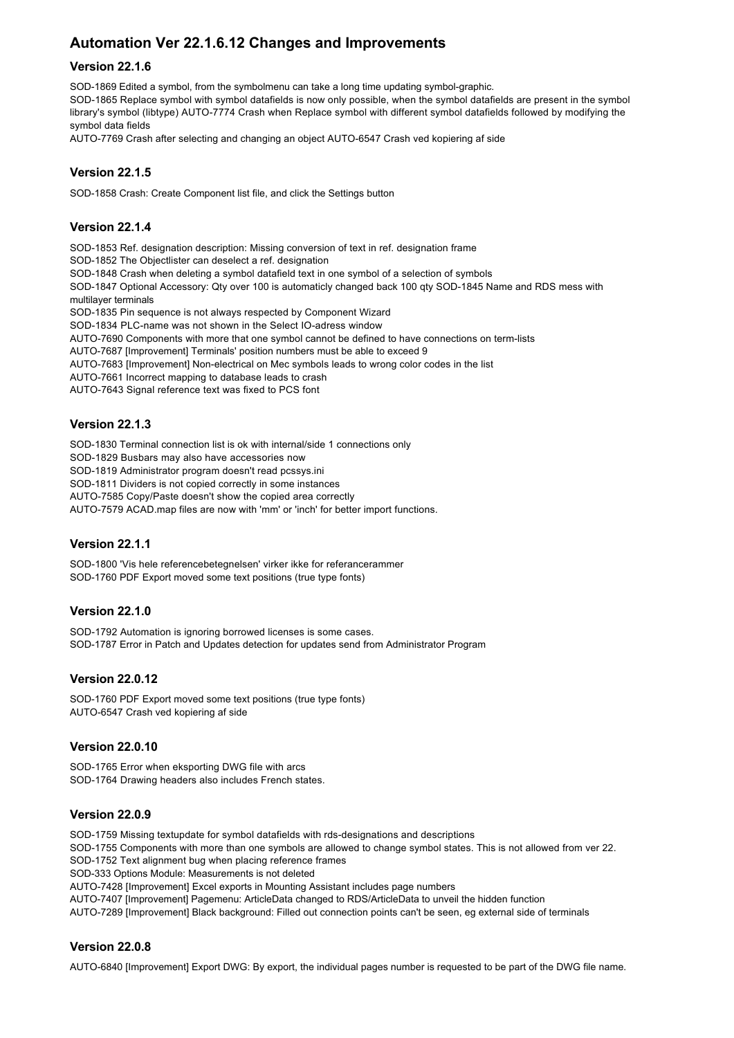# Automation Ver 22.1.6.12 Changes and Improvements

## Version 22.1.6

SOD-1869 Edited a symbol, from the symbolmenu can take a long time updating symbol-graphic.
SOD-1865 Replace symbol with symbol datafields is now only possible, when the symbol datafields are present in the symbol library's symbol (libtype) AUTO-7774 Crash when Replace symbol with different symbol datafields followed by modifying the symbol data fields
AUTO-7769 Crash after selecting and changing an object AUTO-6547 Crash ved kopiering af side

## Version 22.1.5

SOD-1858 Crash: Create Component list file, and click the Settings button

## Version 22.1.4

SOD-1853 Ref. designation description: Missing conversion of text in ref. designation frame
SOD-1852 The Objectlister can deselect a ref. designation
SOD-1848 Crash when deleting a symbol datafield text in one symbol of a selection of symbols
SOD-1847 Optional Accessory: Qty over 100 is automaticly changed back 100 qty SOD-1845 Name and RDS mess with multilayer terminals
SOD-1835 Pin sequence is not always respected by Component Wizard
SOD-1834 PLC-name was not shown in the Select IO-adress window
AUTO-7690 Components with more that one symbol cannot be defined to have connections on term-lists
AUTO-7687 [Improvement] Terminals' position numbers must be able to exceed 9
AUTO-7683 [Improvement] Non-electrical on Mec symbols leads to wrong color codes in the list
AUTO-7661 Incorrect mapping to database leads to crash
AUTO-7643 Signal reference text was fixed to PCS font

## Version 22.1.3

SOD-1830 Terminal connection list is ok with internal/side 1 connections only
SOD-1829 Busbars may also have accessories now
SOD-1819 Administrator program doesn't read pcssys.ini
SOD-1811 Dividers is not copied correctly in some instances
AUTO-7585 Copy/Paste doesn't show the copied area correctly
AUTO-7579 ACAD.map files are now with 'mm' or 'inch' for better import functions.

## Version 22.1.1

SOD-1800 'Vis hele referencebetegnelsen' virker ikke for referancerammer
SOD-1760 PDF Export moved some text positions (true type fonts)

## Version 22.1.0

SOD-1792 Automation is ignoring borrowed licenses is some cases.
SOD-1787 Error in Patch and Updates detection for updates send from Administrator Program

## Version 22.0.12

SOD-1760 PDF Export moved some text positions (true type fonts)
AUTO-6547 Crash ved kopiering af side

## Version 22.0.10

SOD-1765 Error when eksporting DWG file with arcs
SOD-1764 Drawing headers also includes French states.

## Version 22.0.9

SOD-1759 Missing textupdate for symbol datafields with rds-designations and descriptions
SOD-1755 Components with more than one symbols are allowed to change symbol states. This is not allowed from ver 22.
SOD-1752 Text alignment bug when placing reference frames
SOD-333 Options Module: Measurements is not deleted
AUTO-7428 [Improvement] Excel exports in Mounting Assistant includes page numbers
AUTO-7407 [Improvement] Pagemenu: ArticleData changed to RDS/ArticleData to unveil the hidden function
AUTO-7289 [Improvement] Black background: Filled out connection points can't be seen, eg external side of terminals

## Version 22.0.8

AUTO-6840 [Improvement] Export DWG: By export, the individual pages number is requested to be part of the DWG file name.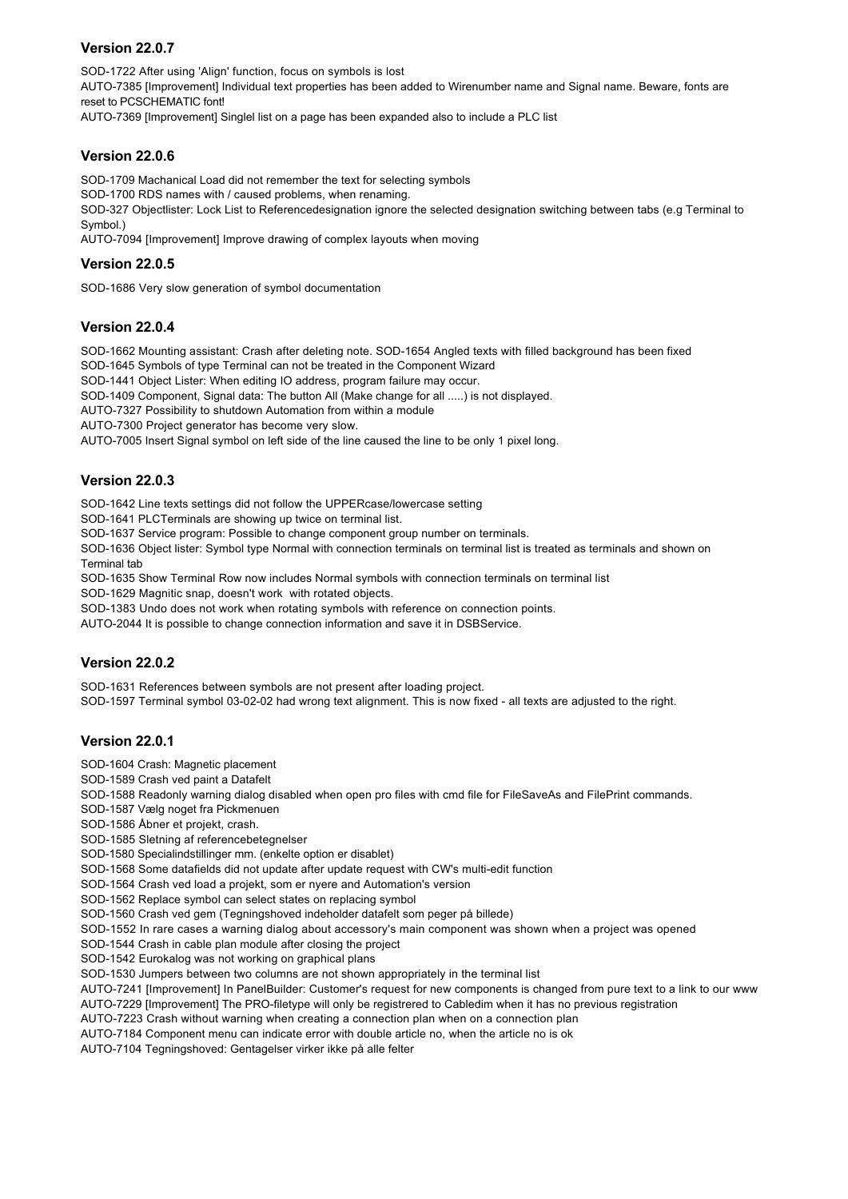### Version 22.0.7

SOD-1722 After using 'Align' function, focus on symbols is lost

AUTO-7385 [Improvement] Individual text properties has been added to Wirenumber name and Signal name. Beware, fonts are reset to PCSCHEMATIC font!

AUTO-7369 [Improvement] Singlel list on a page has been expanded also to include a PLC list

### Version 22.0.6

SOD-1709 Machanical Load did not remember the text for selecting symbols

SOD-1700 RDS names with / caused problems, when renaming.

SOD-327 Objectlister: Lock List to Referencedesignation ignore the selected designation switching between tabs (e.g Terminal to Symbol.)

AUTO-7094 [Improvement] Improve drawing of complex layouts when moving

### Version 22.0.5

SOD-1686 Very slow generation of symbol documentation

### Version 22.0.4

SOD-1662 Mounting assistant: Crash after deleting note. SOD-1654 Angled texts with filled background has been fixed

SOD-1645 Symbols of type Terminal can not be treated in the Component Wizard

SOD-1441 Object Lister: When editing IO address, program failure may occur.

SOD-1409 Component, Signal data: The button All (Make change for all .....) is not displayed.

AUTO-7327 Possibility to shutdown Automation from within a module

AUTO-7300 Project generator has become very slow.

AUTO-7005 Insert Signal symbol on left side of the line caused the line to be only 1 pixel long.

### Version 22.0.3

SOD-1642 Line texts settings did not follow the UPPERcase/lowercase setting

SOD-1641 PLCTerminals are showing up twice on terminal list.

SOD-1637 Service program: Possible to change component group number on terminals.

SOD-1636 Object lister: Symbol type Normal with connection terminals on terminal list is treated as terminals and shown on Terminal tab

SOD-1635 Show Terminal Row now includes Normal symbols with connection terminals on terminal list

SOD-1629 Magnitic snap, doesn't work with rotated objects.

SOD-1383 Undo does not work when rotating symbols with reference on connection points.

AUTO-2044 It is possible to change connection information and save it in DSBService.

### Version 22.0.2

SOD-1631 References between symbols are not present after loading project.

SOD-1597 Terminal symbol 03-02-02 had wrong text alignment. This is now fixed - all texts are adjusted to the right.

### Version 22.0.1

SOD-1604 Crash: Magnetic placement

SOD-1589 Crash ved paint a Datafelt

SOD-1588 Readonly warning dialog disabled when open pro files with cmd file for FileSaveAs and FilePrint commands.

SOD-1587 Vælg noget fra Pickmenuen

SOD-1586 Åbner et projekt, crash.

SOD-1585 Sletning af referencebetegnelser

SOD-1580 Specialindstillinger mm. (enkelte option er disablet)

SOD-1568 Some datafields did not update after update request with CW's multi-edit function

SOD-1564 Crash ved load a projekt, som er nyere and Automation's version

SOD-1562 Replace symbol can select states on replacing symbol

SOD-1560 Crash ved gem (Tegningshoved indeholder datafelt som peger på billede)

SOD-1552 In rare cases a warning dialog about accessory's main component was shown when a project was opened

SOD-1544 Crash in cable plan module after closing the project

SOD-1542 Eurokalog was not working on graphical plans

SOD-1530 Jumpers between two columns are not shown appropriately in the terminal list

AUTO-7241 [Improvement] In PanelBuilder: Customer's request for new components is changed from pure text to a link to our www

AUTO-7229 [Improvement] The PRO-filetype will only be registrered to Cabledim when it has no previous registration

AUTO-7223 Crash without warning when creating a connection plan when on a connection plan

AUTO-7184 Component menu can indicate error with double article no, when the article no is ok

AUTO-7104 Tegningshoved: Gentagelser virker ikke på alle felter